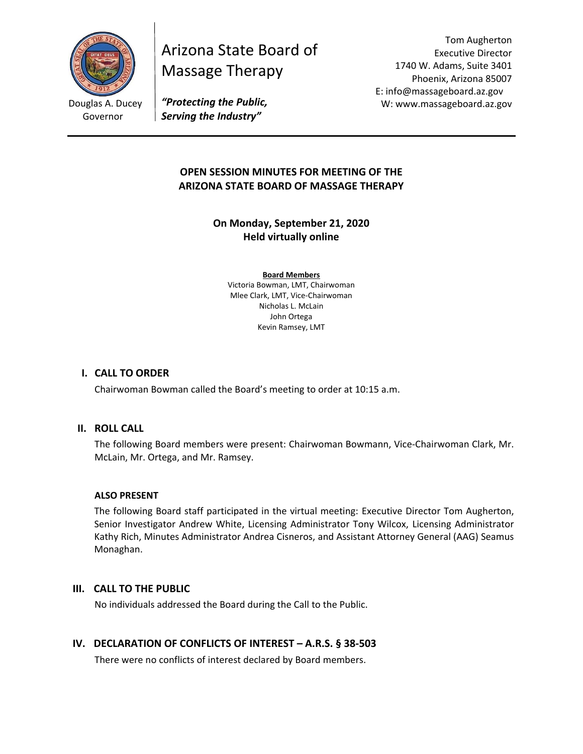Douglas A. Ducey
Governor

# Arizona State Board of Massage Therapy

***"Protecting the Public, Serving the Industry"***

Tom Augherton
Executive Director
1740 W. Adams, Suite 3401
Phoenix, Arizona 85007
E: info@massageboard.az.gov
W: www.massageboard.az.gov

---

## OPEN SESSION MINUTES FOR MEETING OF THE ARIZONA STATE BOARD OF MASSAGE THERAPY

### On Monday, September 21, 2020
### Held virtually online

**Board Members**
Victoria Bowman, LMT, Chairwoman
Mlee Clark, LMT, Vice-Chairwoman
Nicholas L. McLain
John Ortega
Kevin Ramsey, LMT

## I. CALL TO ORDER

Chairwoman Bowman called the Board's meeting to order at 10:15 a.m.

## II. ROLL CALL

The following Board members were present: Chairwoman Bowmann, Vice-Chairwoman Clark, Mr. McLain, Mr. Ortega, and Mr. Ramsey.

**ALSO PRESENT**

The following Board staff participated in the virtual meeting: Executive Director Tom Augherton, Senior Investigator Andrew White, Licensing Administrator Tony Wilcox, Licensing Administrator Kathy Rich, Minutes Administrator Andrea Cisneros, and Assistant Attorney General (AAG) Seamus Monaghan.

## III. CALL TO THE PUBLIC

No individuals addressed the Board during the Call to the Public.

## IV. DECLARATION OF CONFLICTS OF INTEREST – A.R.S. § 38-503

There were no conflicts of interest declared by Board members.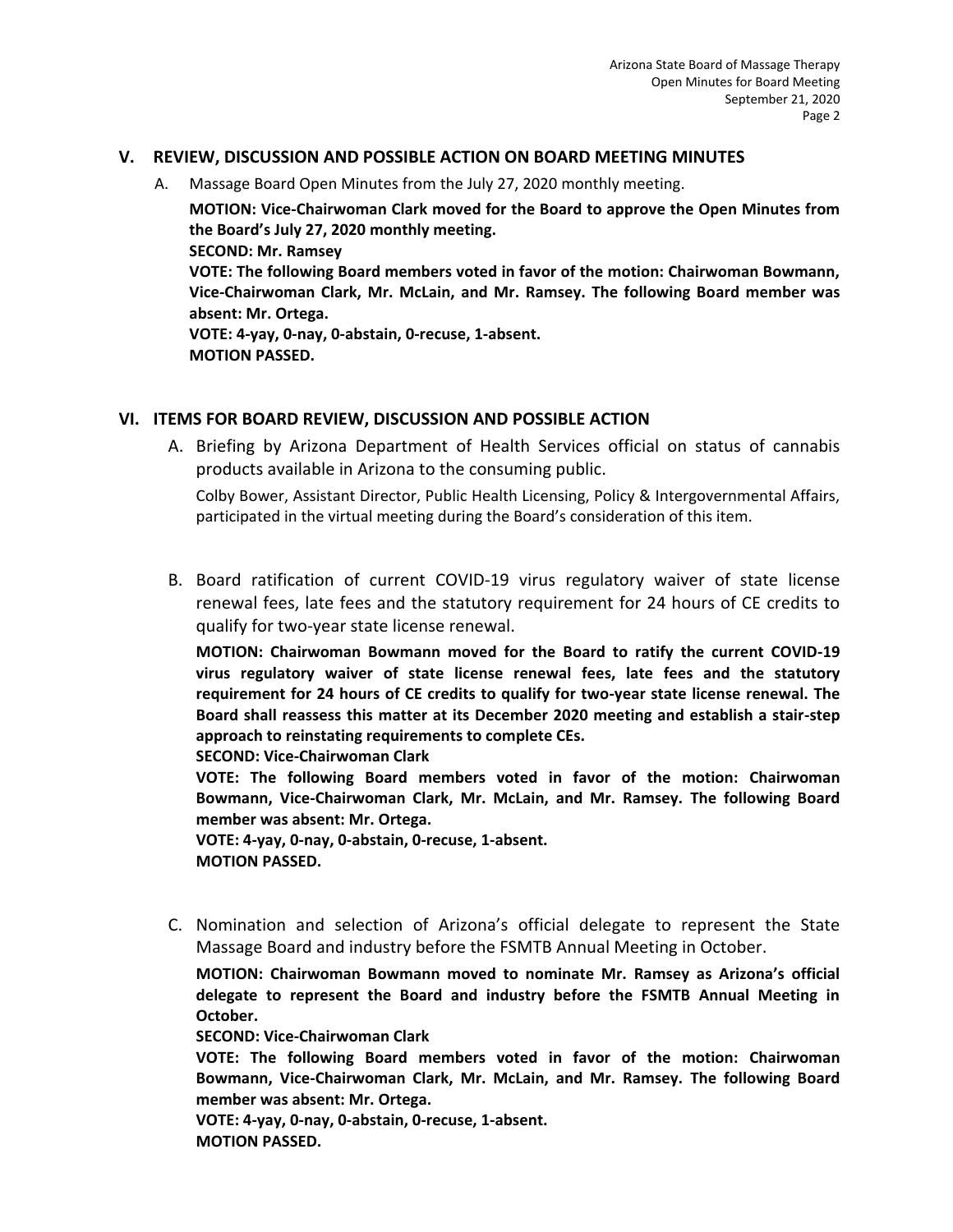## V. REVIEW, DISCUSSION AND POSSIBLE ACTION ON BOARD MEETING MINUTES

A. Massage Board Open Minutes from the July 27, 2020 monthly meeting.

**MOTION: Vice-Chairwoman Clark moved for the Board to approve the Open Minutes from the Board's July 27, 2020 monthly meeting.**
**SECOND: Mr. Ramsey**
**VOTE: The following Board members voted in favor of the motion: Chairwoman Bowmann, Vice-Chairwoman Clark, Mr. McLain, and Mr. Ramsey. The following Board member was absent: Mr. Ortega.**
**VOTE: 4-yay, 0-nay, 0-abstain, 0-recuse, 1-absent.**
**MOTION PASSED.**

## VI. ITEMS FOR BOARD REVIEW, DISCUSSION AND POSSIBLE ACTION

A. Briefing by Arizona Department of Health Services official on status of cannabis products available in Arizona to the consuming public.

Colby Bower, Assistant Director, Public Health Licensing, Policy & Intergovernmental Affairs, participated in the virtual meeting during the Board's consideration of this item.

B. Board ratification of current COVID-19 virus regulatory waiver of state license renewal fees, late fees and the statutory requirement for 24 hours of CE credits to qualify for two-year state license renewal.

**MOTION: Chairwoman Bowmann moved for the Board to ratify the current COVID-19 virus regulatory waiver of state license renewal fees, late fees and the statutory requirement for 24 hours of CE credits to qualify for two-year state license renewal. The Board shall reassess this matter at its December 2020 meeting and establish a stair-step approach to reinstating requirements to complete CEs.**
**SECOND: Vice-Chairwoman Clark**
**VOTE: The following Board members voted in favor of the motion: Chairwoman Bowmann, Vice-Chairwoman Clark, Mr. McLain, and Mr. Ramsey. The following Board member was absent: Mr. Ortega.**
**VOTE: 4-yay, 0-nay, 0-abstain, 0-recuse, 1-absent.**
**MOTION PASSED.**

C. Nomination and selection of Arizona's official delegate to represent the State Massage Board and industry before the FSMTB Annual Meeting in October.

**MOTION: Chairwoman Bowmann moved to nominate Mr. Ramsey as Arizona's official delegate to represent the Board and industry before the FSMTB Annual Meeting in October.**
**SECOND: Vice-Chairwoman Clark**
**VOTE: The following Board members voted in favor of the motion: Chairwoman Bowmann, Vice-Chairwoman Clark, Mr. McLain, and Mr. Ramsey. The following Board member was absent: Mr. Ortega.**
**VOTE: 4-yay, 0-nay, 0-abstain, 0-recuse, 1-absent.**
**MOTION PASSED.**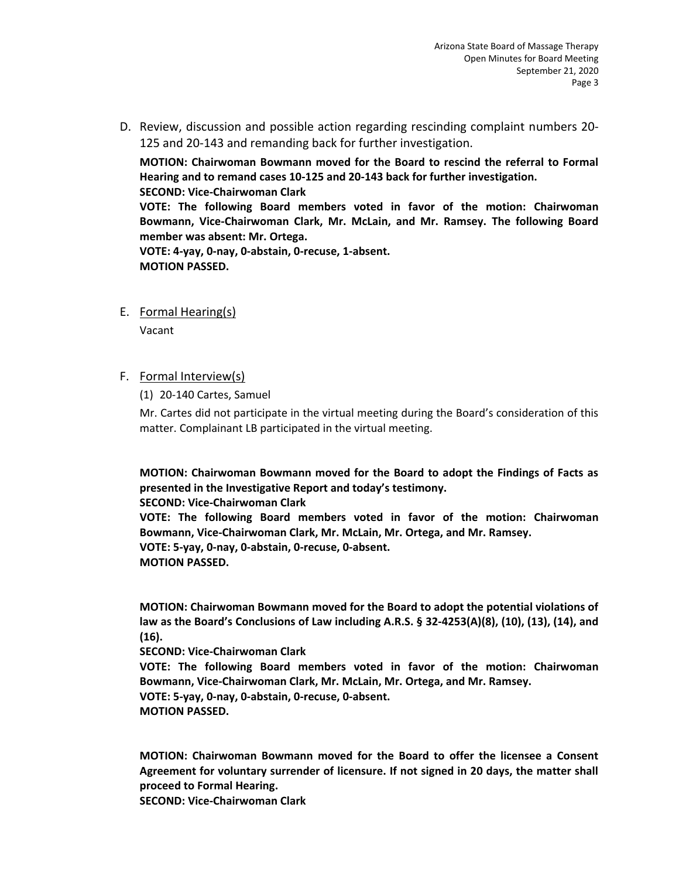D. Review, discussion and possible action regarding rescinding complaint numbers 20-125 and 20-143 and remanding back for further investigation.

**MOTION: Chairwoman Bowmann moved for the Board to rescind the referral to Formal Hearing and to remand cases 10-125 and 20-143 back for further investigation.**
**SECOND: Vice-Chairwoman Clark**
**VOTE: The following Board members voted in favor of the motion: Chairwoman Bowmann, Vice-Chairwoman Clark, Mr. McLain, and Mr. Ramsey. The following Board member was absent: Mr. Ortega.**
**VOTE: 4-yay, 0-nay, 0-abstain, 0-recuse, 1-absent.**
**MOTION PASSED.**

E. <u>Formal Hearing(s)</u>

Vacant

F. <u>Formal Interview(s)</u>

(1) 20-140 Cartes, Samuel

Mr. Cartes did not participate in the virtual meeting during the Board's consideration of this matter. Complainant LB participated in the virtual meeting.

**MOTION: Chairwoman Bowmann moved for the Board to adopt the Findings of Facts as presented in the Investigative Report and today's testimony.**
**SECOND: Vice-Chairwoman Clark**
**VOTE: The following Board members voted in favor of the motion: Chairwoman Bowmann, Vice-Chairwoman Clark, Mr. McLain, Mr. Ortega, and Mr. Ramsey.**
**VOTE: 5-yay, 0-nay, 0-abstain, 0-recuse, 0-absent.**
**MOTION PASSED.**

**MOTION: Chairwoman Bowmann moved for the Board to adopt the potential violations of law as the Board's Conclusions of Law including A.R.S. § 32-4253(A)(8), (10), (13), (14), and (16).**
**SECOND: Vice-Chairwoman Clark**
**VOTE: The following Board members voted in favor of the motion: Chairwoman Bowmann, Vice-Chairwoman Clark, Mr. McLain, Mr. Ortega, and Mr. Ramsey.**
**VOTE: 5-yay, 0-nay, 0-abstain, 0-recuse, 0-absent.**
**MOTION PASSED.**

**MOTION: Chairwoman Bowmann moved for the Board to offer the licensee a Consent Agreement for voluntary surrender of licensure. If not signed in 20 days, the matter shall proceed to Formal Hearing.**
**SECOND: Vice-Chairwoman Clark**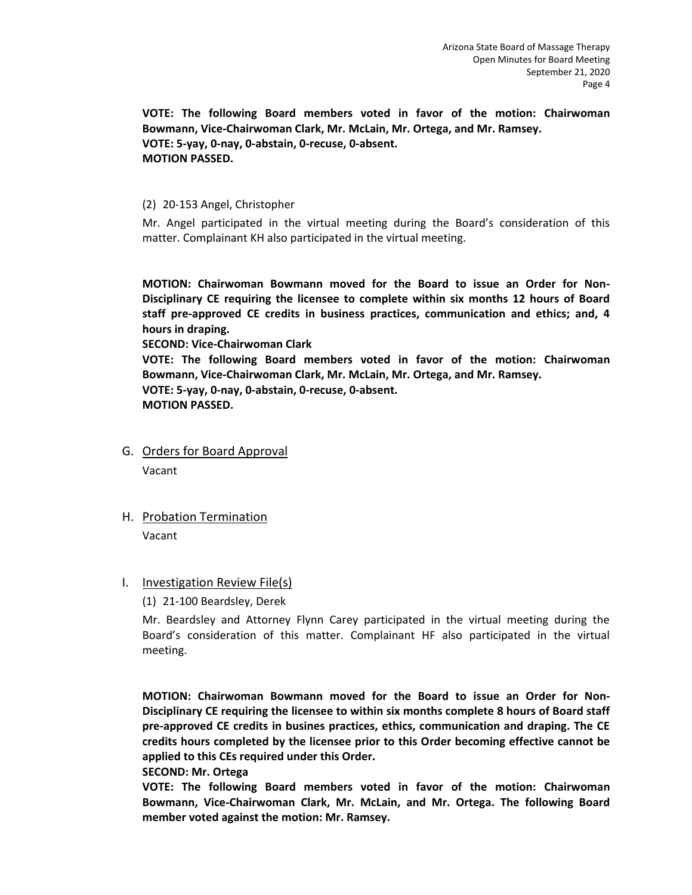**VOTE: The following Board members voted in favor of the motion: Chairwoman Bowmann, Vice-Chairwoman Clark, Mr. McLain, Mr. Ortega, and Mr. Ramsey.**
**VOTE: 5-yay, 0-nay, 0-abstain, 0-recuse, 0-absent.**
**MOTION PASSED.**

(2) 20-153 Angel, Christopher

Mr. Angel participated in the virtual meeting during the Board's consideration of this matter. Complainant KH also participated in the virtual meeting.

**MOTION: Chairwoman Bowmann moved for the Board to issue an Order for Non-Disciplinary CE requiring the licensee to complete within six months 12 hours of Board staff pre-approved CE credits in business practices, communication and ethics; and, 4 hours in draping.**
**SECOND: Vice-Chairwoman Clark**
**VOTE: The following Board members voted in favor of the motion: Chairwoman Bowmann, Vice-Chairwoman Clark, Mr. McLain, Mr. Ortega, and Mr. Ramsey.**
**VOTE: 5-yay, 0-nay, 0-abstain, 0-recuse, 0-absent.**
**MOTION PASSED.**

## G. Orders for Board Approval

Vacant

## H. Probation Termination

Vacant

## I. Investigation Review File(s)

(1) 21-100 Beardsley, Derek

Mr. Beardsley and Attorney Flynn Carey participated in the virtual meeting during the Board's consideration of this matter. Complainant HF also participated in the virtual meeting.

**MOTION: Chairwoman Bowmann moved for the Board to issue an Order for Non-Disciplinary CE requiring the licensee to within six months complete 8 hours of Board staff pre-approved CE credits in busines practices, ethics, communication and draping. The CE credits hours completed by the licensee prior to this Order becoming effective cannot be applied to this CEs required under this Order.**
**SECOND: Mr. Ortega**
**VOTE: The following Board members voted in favor of the motion: Chairwoman Bowmann, Vice-Chairwoman Clark, Mr. McLain, and Mr. Ortega. The following Board member voted against the motion: Mr. Ramsey.**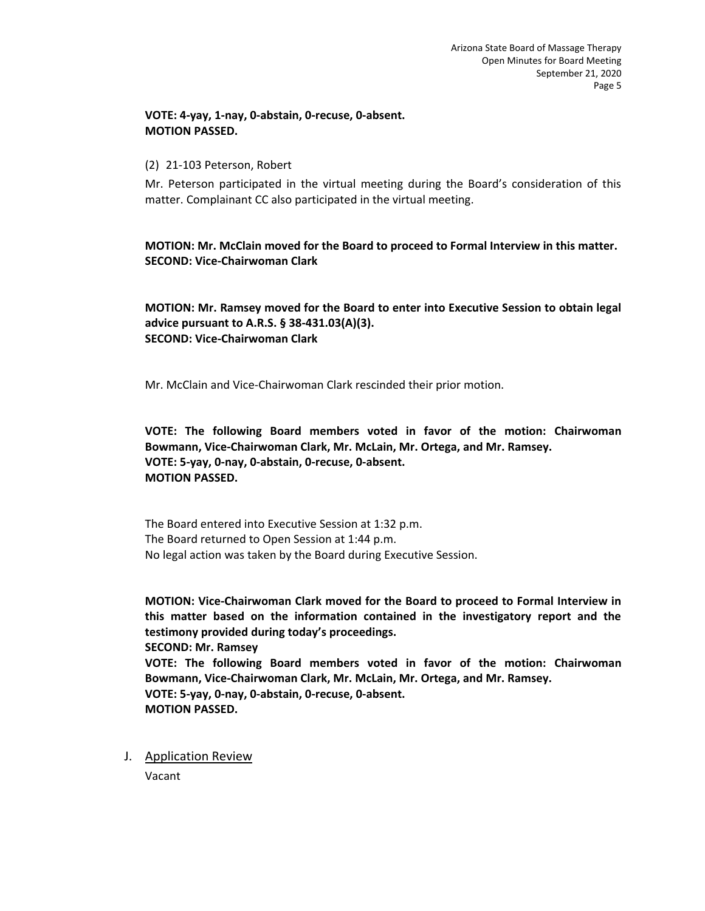**VOTE: 4-yay, 1-nay, 0-abstain, 0-recuse, 0-absent.**
**MOTION PASSED.**

(2) 21-103 Peterson, Robert

Mr. Peterson participated in the virtual meeting during the Board's consideration of this matter. Complainant CC also participated in the virtual meeting.

**MOTION: Mr. McClain moved for the Board to proceed to Formal Interview in this matter.**
**SECOND: Vice-Chairwoman Clark**

**MOTION: Mr. Ramsey moved for the Board to enter into Executive Session to obtain legal advice pursuant to A.R.S. § 38-431.03(A)(3).**
**SECOND: Vice-Chairwoman Clark**

Mr. McClain and Vice-Chairwoman Clark rescinded their prior motion.

**VOTE: The following Board members voted in favor of the motion: Chairwoman Bowmann, Vice-Chairwoman Clark, Mr. McLain, Mr. Ortega, and Mr. Ramsey.**
**VOTE: 5-yay, 0-nay, 0-abstain, 0-recuse, 0-absent.**
**MOTION PASSED.**

The Board entered into Executive Session at 1:32 p.m.
The Board returned to Open Session at 1:44 p.m.
No legal action was taken by the Board during Executive Session.

**MOTION: Vice-Chairwoman Clark moved for the Board to proceed to Formal Interview in this matter based on the information contained in the investigatory report and the testimony provided during today's proceedings.**
**SECOND: Mr. Ramsey**
**VOTE: The following Board members voted in favor of the motion: Chairwoman Bowmann, Vice-Chairwoman Clark, Mr. McLain, Mr. Ortega, and Mr. Ramsey.**
**VOTE: 5-yay, 0-nay, 0-abstain, 0-recuse, 0-absent.**
**MOTION PASSED.**

J. Application Review

Vacant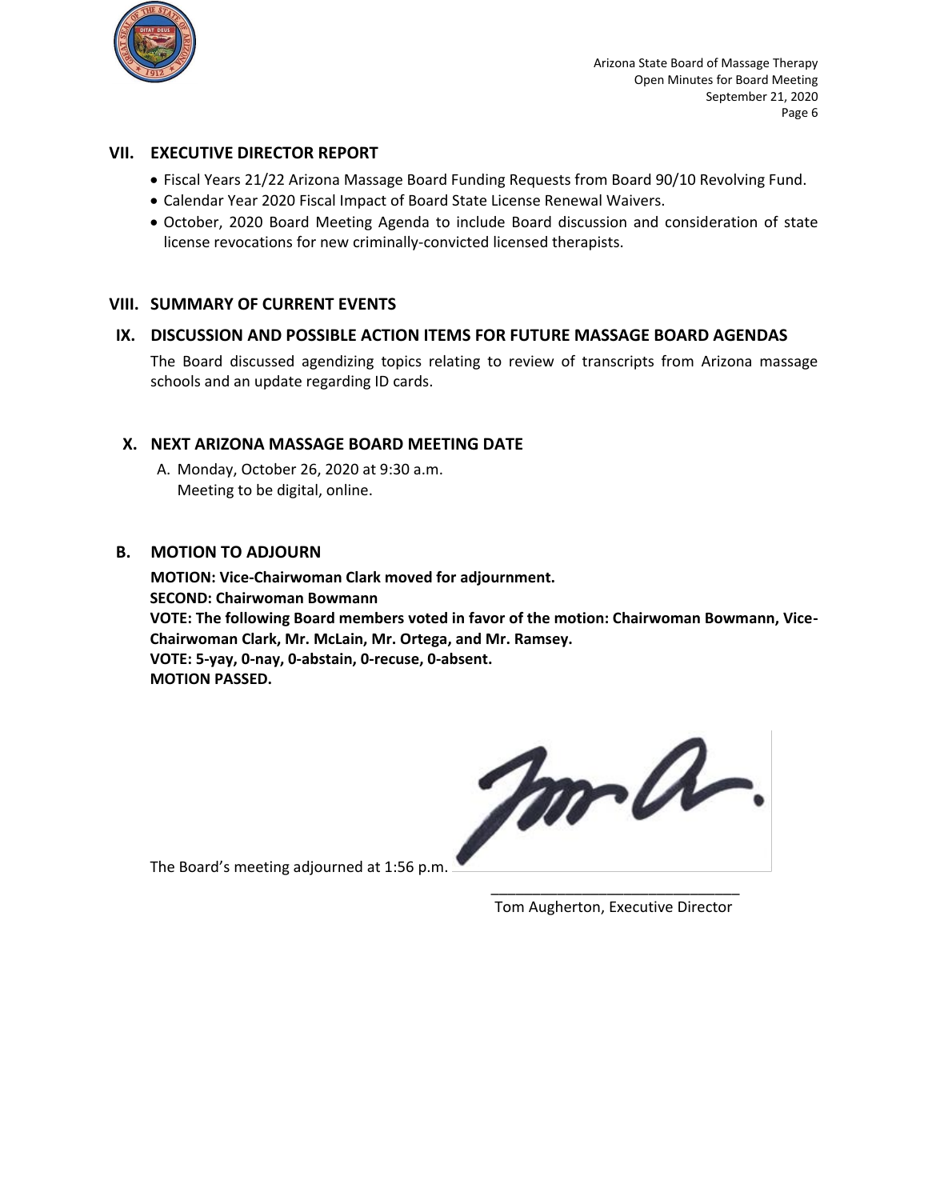## VII. EXECUTIVE DIRECTOR REPORT

- Fiscal Years 21/22 Arizona Massage Board Funding Requests from Board 90/10 Revolving Fund.
- Calendar Year 2020 Fiscal Impact of Board State License Renewal Waivers.
- October, 2020 Board Meeting Agenda to include Board discussion and consideration of state license revocations for new criminally-convicted licensed therapists.

## VIII. SUMMARY OF CURRENT EVENTS

## IX. DISCUSSION AND POSSIBLE ACTION ITEMS FOR FUTURE MASSAGE BOARD AGENDAS

The Board discussed agendizing topics relating to review of transcripts from Arizona massage schools and an update regarding ID cards.

## X. NEXT ARIZONA MASSAGE BOARD MEETING DATE

A. Monday, October 26, 2020 at 9:30 a.m.
Meeting to be digital, online.

## B. MOTION TO ADJOURN

**MOTION: Vice-Chairwoman Clark moved for adjournment.**
**SECOND: Chairwoman Bowmann**
**VOTE: The following Board members voted in favor of the motion: Chairwoman Bowmann, Vice-Chairwoman Clark, Mr. McLain, Mr. Ortega, and Mr. Ramsey.**
**VOTE: 5-yay, 0-nay, 0-abstain, 0-recuse, 0-absent.**
**MOTION PASSED.**

The Board's meeting adjourned at 1:56 p.m.

\_\_\_\_\_\_\_\_\_\_\_\_\_\_\_\_\_\_\_\_\_\_\_\_\_\_\_\_\_\_
Tom Augherton, Executive Director